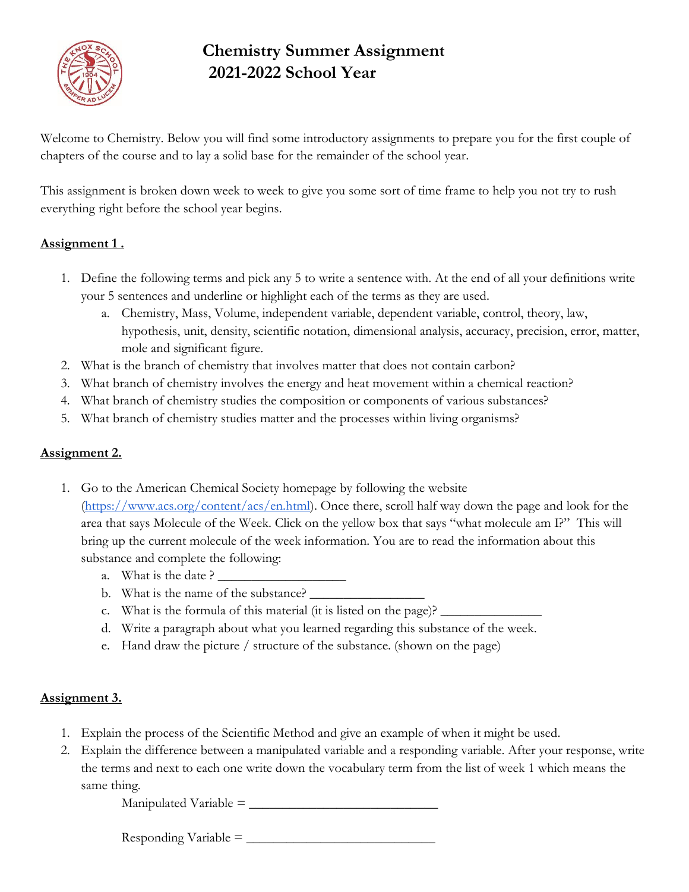# Chemistry Summer Assignment
## 2021-2022 School Year

Welcome to Chemistry. Below you will find some introductory assignments to prepare you for the first couple of chapters of the course and to lay a solid base for the remainder of the school year.

This assignment is broken down week to week to give you some sort of time frame to help you not try to rush everything right before the school year begins.

**Assignment 1 .**

1. Define the following terms and pick any 5 to write a sentence with. At the end of all your definitions write your 5 sentences and underline or highlight each of the terms as they are used.
   a. Chemistry, Mass, Volume, independent variable, dependent variable, control, theory, law, hypothesis, unit, density, scientific notation, dimensional analysis, accuracy, precision, error, matter, mole and significant figure.
2. What is the branch of chemistry that involves matter that does not contain carbon?
3. What branch of chemistry involves the energy and heat movement within a chemical reaction?
4. What branch of chemistry studies the composition or components of various substances?
5. What branch of chemistry studies matter and the processes within living organisms?

**Assignment 2.**

1. Go to the American Chemical Society homepage by following the website (https://www.acs.org/content/acs/en.html). Once there, scroll half way down the page and look for the area that says Molecule of the Week. Click on the yellow box that says "what molecule am I?" This will bring up the current molecule of the week information. You are to read the information about this substance and complete the following:
   a. What is the date ? ____________________
   b. What is the name of the substance? __________________
   c. What is the formula of this material (it is listed on the page)? ________________
   d. Write a paragraph about what you learned regarding this substance of the week.
   e. Hand draw the picture / structure of the substance. (shown on the page)

**Assignment 3.**

1. Explain the process of the Scientific Method and give an example of when it might be used.
2. Explain the difference between a manipulated variable and a responding variable. After your response, write the terms and next to each one write down the vocabulary term from the list of week 1 which means the same thing.

   Manipulated Variable = ______________________________

   Responding Variable = ______________________________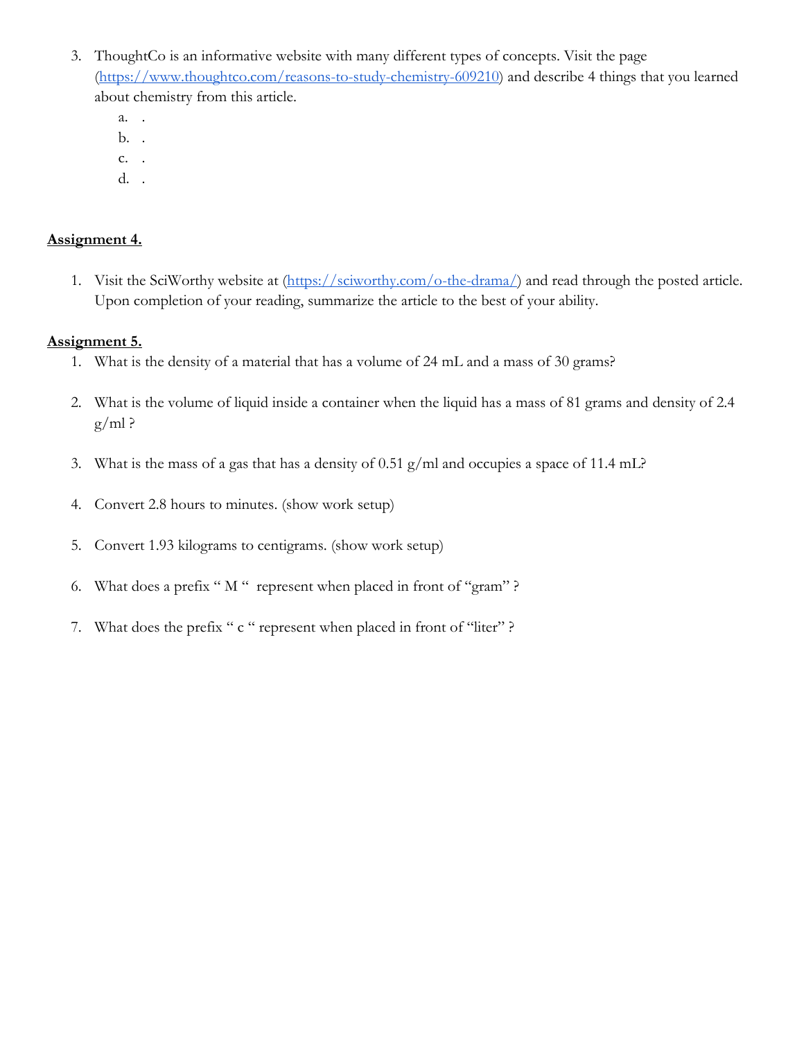3. ThoughtCo is an informative website with many different types of concepts. Visit the page (https://www.thoughtco.com/reasons-to-study-chemistry-609210) and describe 4 things that you learned about chemistry from this article.
   a. .
   b. .
   c. .
   d. .

**Assignment 4.**

1. Visit the SciWorthy website at (https://sciworthy.com/o-the-drama/) and read through the posted article. Upon completion of your reading, summarize the article to the best of your ability.

**Assignment 5.**

1. What is the density of a material that has a volume of 24 mL and a mass of 30 grams?

2. What is the volume of liquid inside a container when the liquid has a mass of 81 grams and density of 2.4 g/ml ?

3. What is the mass of a gas that has a density of 0.51 g/ml and occupies a space of 11.4 mL?

4. Convert 2.8 hours to minutes. (show work setup)

5. Convert 1.93 kilograms to centigrams. (show work setup)

6. What does a prefix " M " represent when placed in front of "gram" ?

7. What does the prefix " c " represent when placed in front of "liter" ?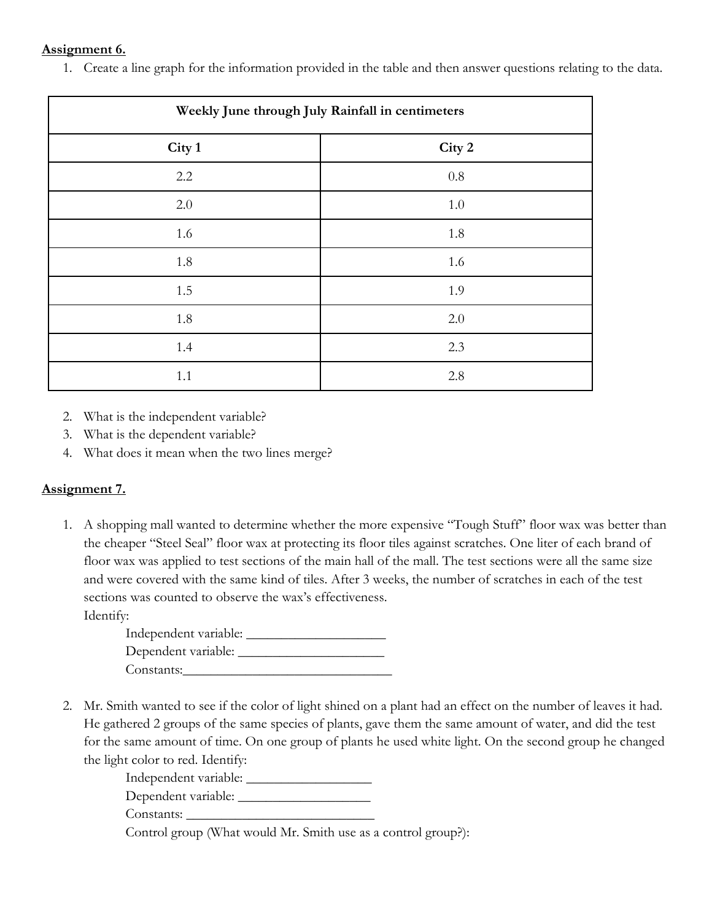**Assignment 6.**

1. Create a line graph for the information provided in the table and then answer questions relating to the data.

| Weekly June through July Rainfall in centimeters | |
|---|---|
| **City 1** | **City 2** |
| 2.2 | 0.8 |
| 2.0 | 1.0 |
| 1.6 | 1.8 |
| 1.8 | 1.6 |
| 1.5 | 1.9 |
| 1.8 | 2.0 |
| 1.4 | 2.3 |
| 1.1 | 2.8 |

2. What is the independent variable?
3. What is the dependent variable?
4. What does it mean when the two lines merge?

**Assignment 7.**

1. A shopping mall wanted to determine whether the more expensive "Tough Stuff" floor wax was better than the cheaper "Steel Seal" floor wax at protecting its floor tiles against scratches. One liter of each brand of floor wax was applied to test sections of the main hall of the mall. The test sections were all the same size and were covered with the same kind of tiles. After 3 weeks, the number of scratches in each of the test sections was counted to observe the wax's effectiveness.
   Identify:
   Independent variable: ____________________
   Dependent variable: _____________________
   Constants:_______________________________

2. Mr. Smith wanted to see if the color of light shined on a plant had an effect on the number of leaves it had. He gathered 2 groups of the same species of plants, gave them the same amount of water, and did the test for the same amount of time. On one group of plants he used white light. On the second group he changed the light color to red. Identify:
   Independent variable: __________________
   Dependent variable: ___________________
   Constants: ____________________________
   Control group (What would Mr. Smith use as a control group?):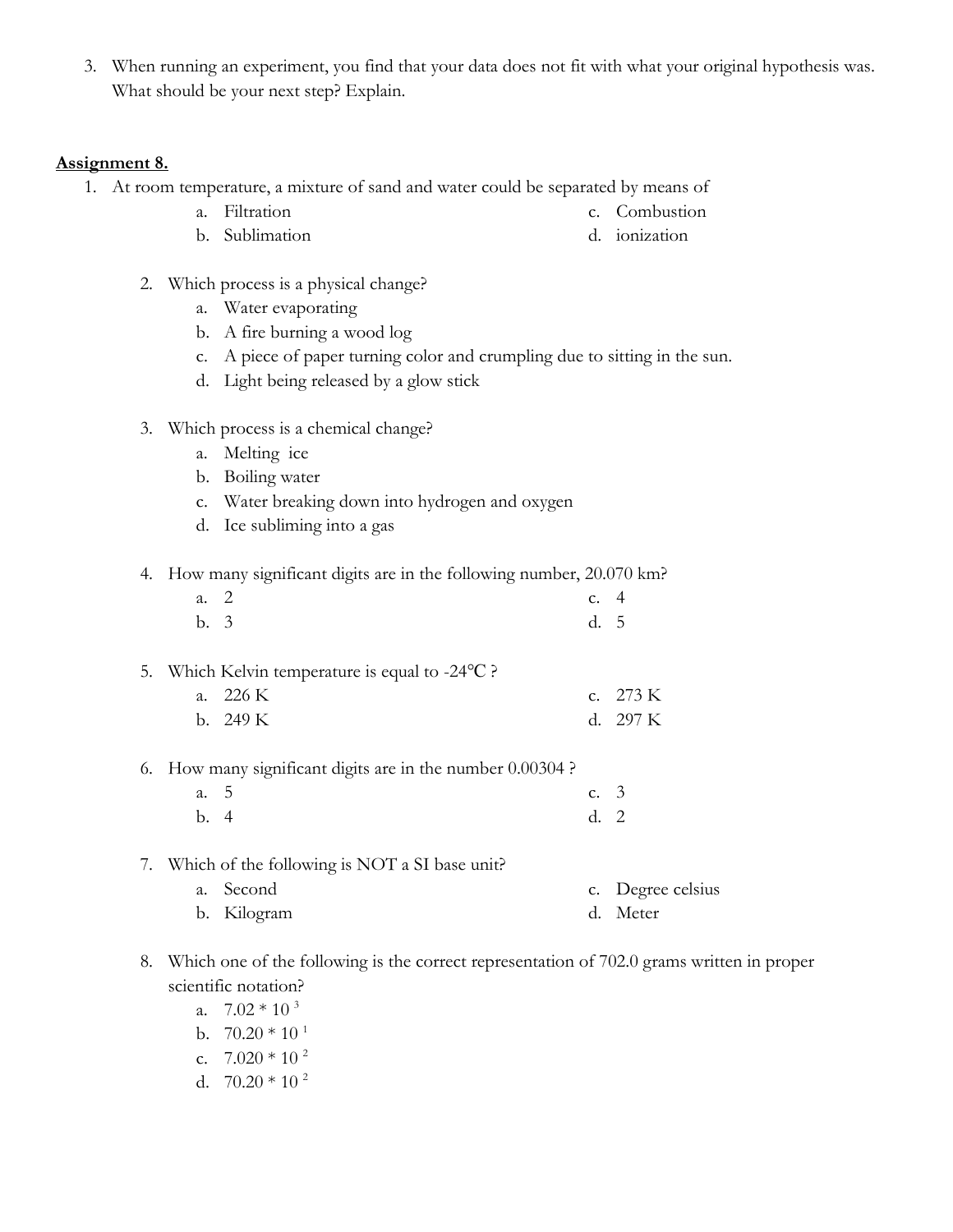3. When running an experiment, you find that your data does not fit with what your original hypothesis was. What should be your next step? Explain.

**Assignment 8.**

1. At room temperature, a mixture of sand and water could be separated by means of
   a. Filtration
   b. Sublimation
   c. Combustion
   d. ionization

2. Which process is a physical change?
   a. Water evaporating
   b. A fire burning a wood log
   c. A piece of paper turning color and crumpling due to sitting in the sun.
   d. Light being released by a glow stick

3. Which process is a chemical change?
   a. Melting ice
   b. Boiling water
   c. Water breaking down into hydrogen and oxygen
   d. Ice subliming into a gas

4. How many significant digits are in the following number, 20.070 km?
   a. 2
   b. 3
   c. 4
   d. 5

5. Which Kelvin temperature is equal to -24°C ?
   a. 226 K
   b. 249 K
   c. 273 K
   d. 297 K

6. How many significant digits are in the number 0.00304 ?
   a. 5
   b. 4
   c. 3
   d. 2

7. Which of the following is NOT a SI base unit?
   a. Second
   b. Kilogram
   c. Degree celsius
   d. Meter

8. Which one of the following is the correct representation of 702.0 grams written in proper scientific notation?
   a. $7.02 * 10^{3}$
   b. $70.20 * 10^{1}$
   c. $7.020 * 10^{2}$
   d. $70.20 * 10^{2}$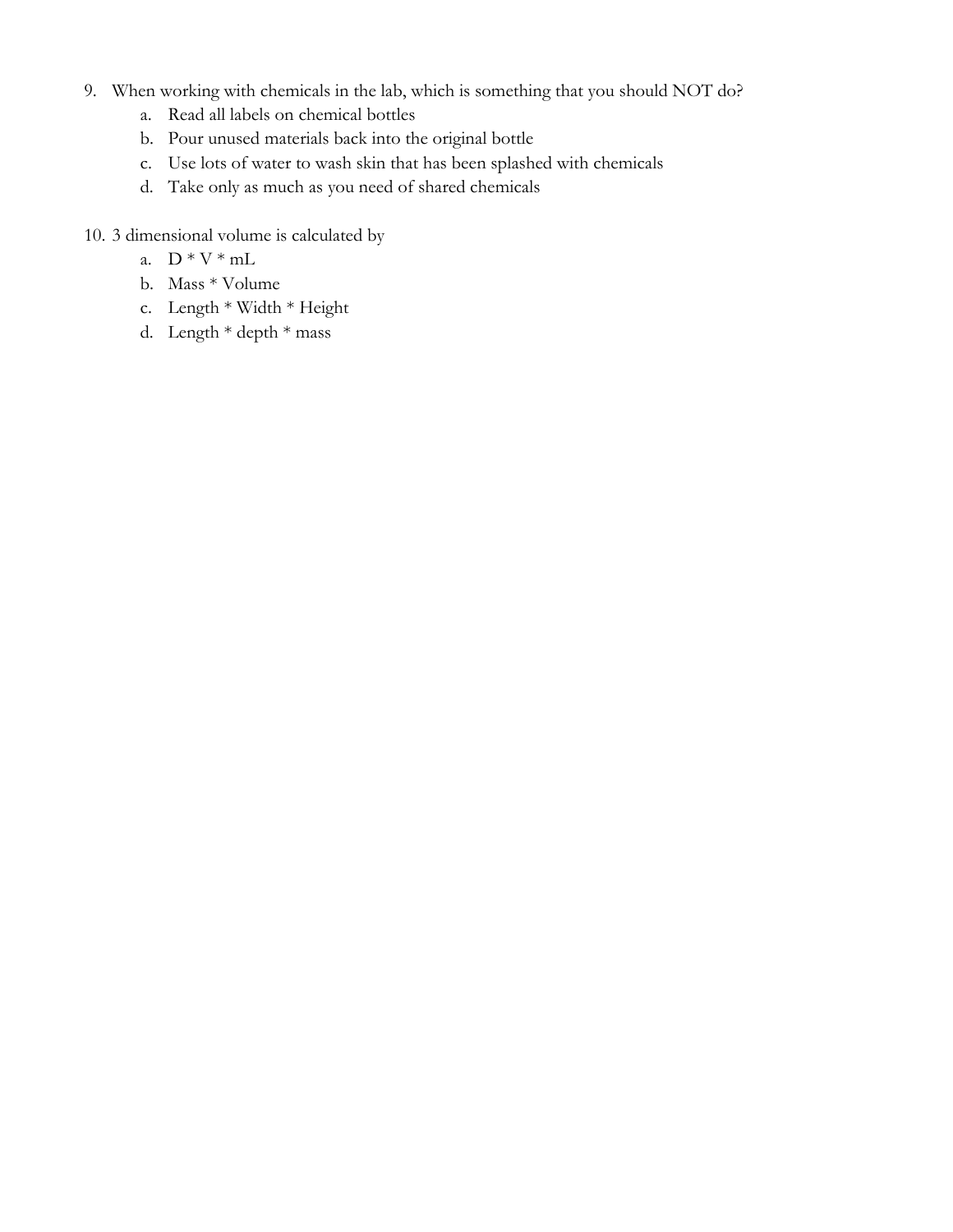9. When working with chemicals in the lab, which is something that you should NOT do?
    a. Read all labels on chemical bottles
    b. Pour unused materials back into the original bottle
    c. Use lots of water to wash skin that has been splashed with chemicals
    d. Take only as much as you need of shared chemicals

10. 3 dimensional volume is calculated by
    a. D * V * mL
    b. Mass * Volume
    c. Length * Width * Height
    d. Length * depth * mass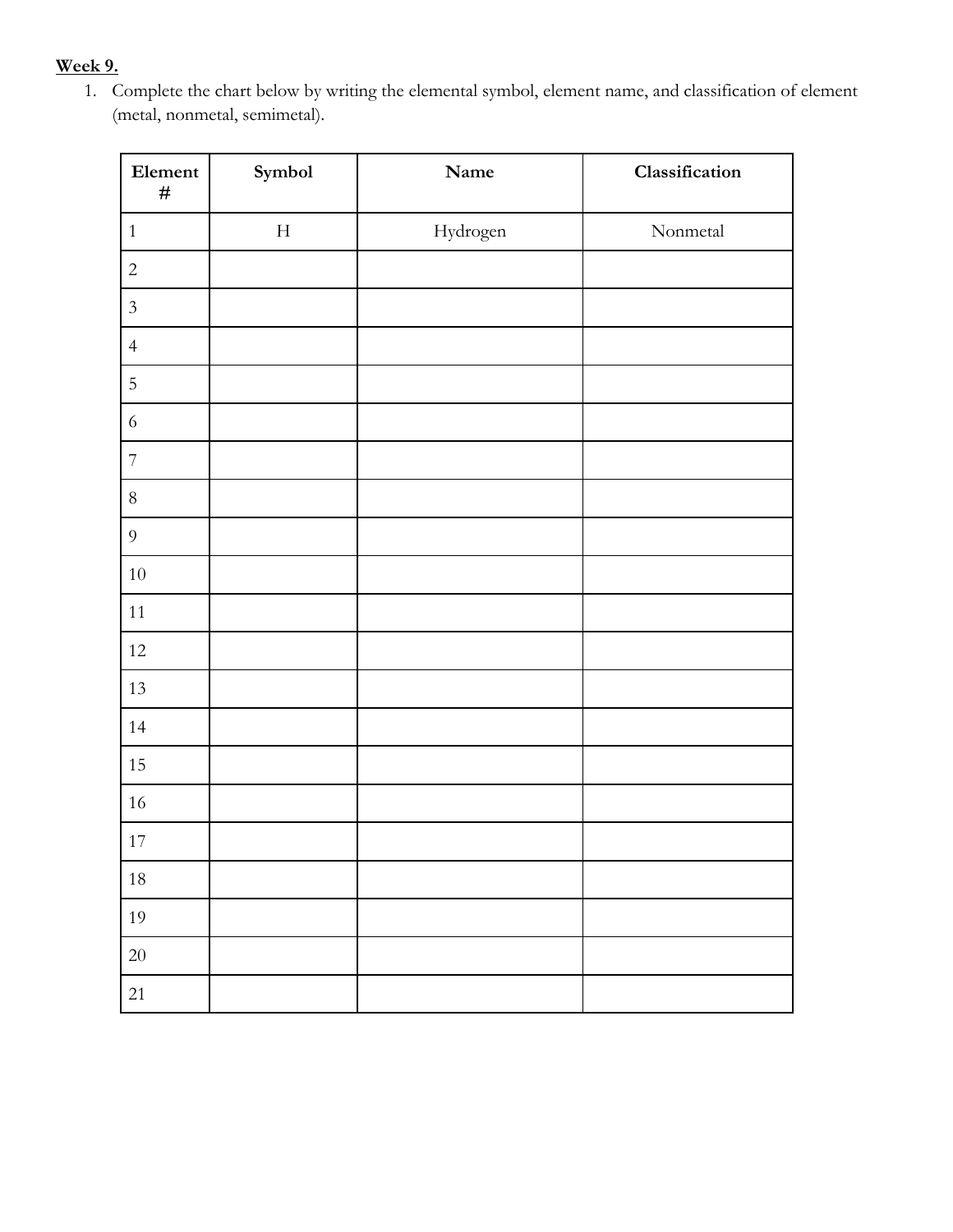**Week 9.**

1. Complete the chart below by writing the elemental symbol, element name, and classification of element (metal, nonmetal, semimetal).

| Element # | Symbol | Name | Classification |
|---|---|---|---|
| 1 | H | Hydrogen | Nonmetal |
| 2 | | | |
| 3 | | | |
| 4 | | | |
| 5 | | | |
| 6 | | | |
| 7 | | | |
| 8 | | | |
| 9 | | | |
| 10 | | | |
| 11 | | | |
| 12 | | | |
| 13 | | | |
| 14 | | | |
| 15 | | | |
| 16 | | | |
| 17 | | | |
| 18 | | | |
| 19 | | | |
| 20 | | | |
| 21 | | | |